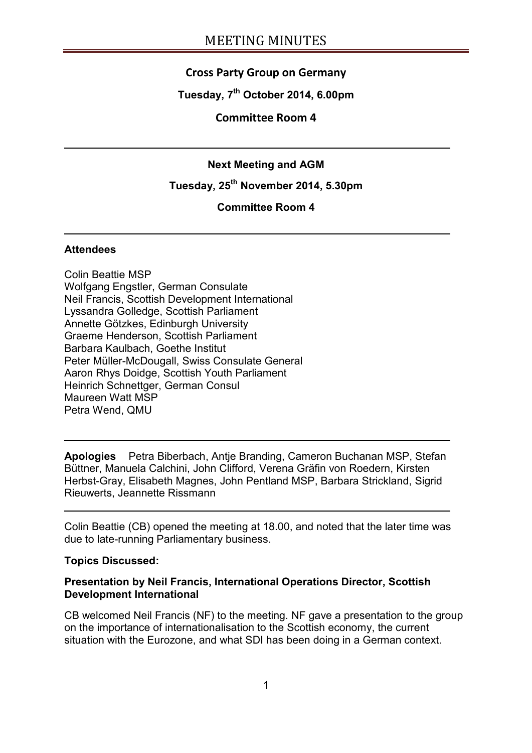# MEETING MINUTES

**Cross Party Group on Germany**

**Tuesday, 7th October 2014, 6.00pm**

**Committee Room 4**

---

**Next Meeting and AGM**

**Tuesday, 25th November 2014, 5.30pm**

**Committee Room 4**

---

**Attendees**

Colin Beattie MSP
Wolfgang Engstler, German Consulate
Neil Francis, Scottish Development International
Lyssandra Golledge, Scottish Parliament
Annette Götzkes, Edinburgh University
Graeme Henderson, Scottish Parliament
Barbara Kaulbach, Goethe Institut
Peter Müller-McDougall, Swiss Consulate General
Aaron Rhys Doidge, Scottish Youth Parliament
Heinrich Schnettger, German Consul
Maureen Watt MSP
Petra Wend, QMU

---

**Apologies** Petra Biberbach, Antje Branding, Cameron Buchanan MSP, Stefan Büttner, Manuela Calchini, John Clifford, Verena Gräfin von Roedern, Kirsten Herbst-Gray, Elisabeth Magnes, John Pentland MSP, Barbara Strickland, Sigrid Rieuwerts, Jeannette Rissmann

---

Colin Beattie (CB) opened the meeting at 18.00, and noted that the later time was due to late-running Parliamentary business.

**Topics Discussed:**

**Presentation by Neil Francis, International Operations Director, Scottish Development International**

CB welcomed Neil Francis (NF) to the meeting. NF gave a presentation to the group on the importance of internationalisation to the Scottish economy, the current situation with the Eurozone, and what SDI has been doing in a German context.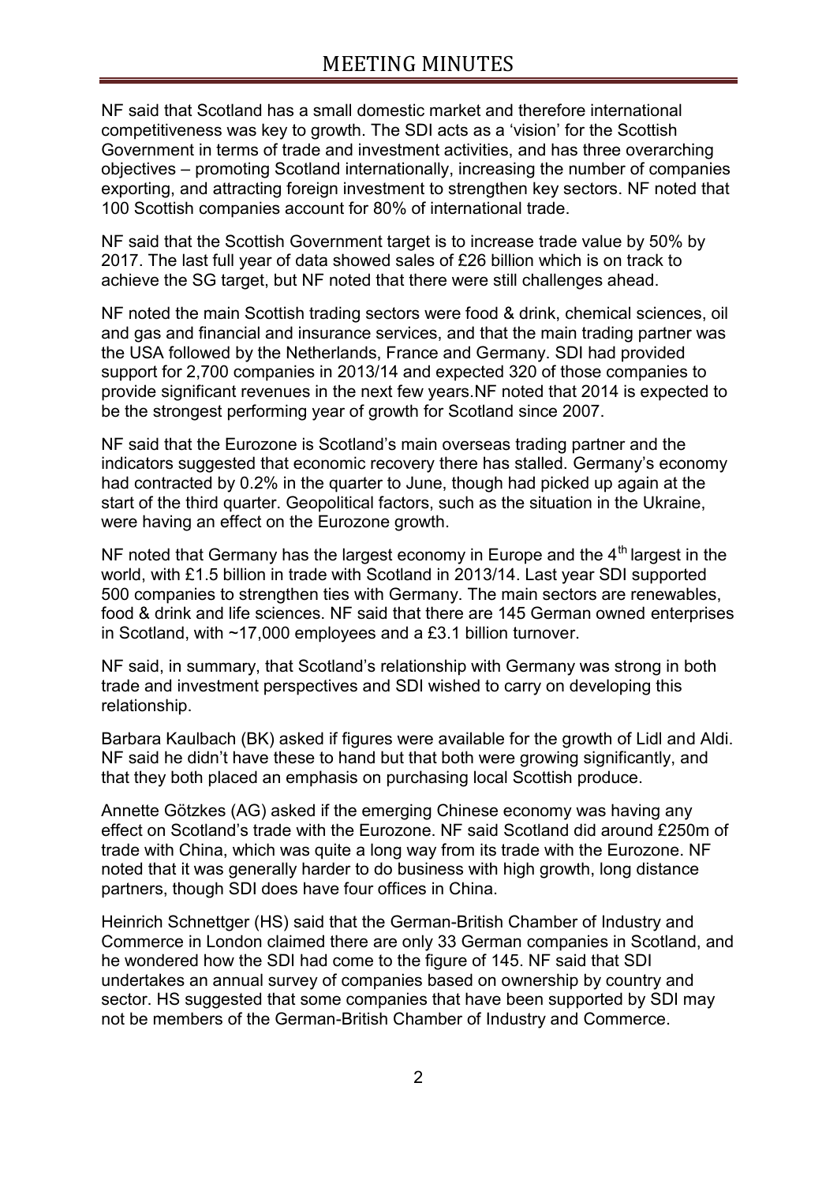NF said that Scotland has a small domestic market and therefore international competitiveness was key to growth. The SDI acts as a 'vision' for the Scottish Government in terms of trade and investment activities, and has three overarching objectives – promoting Scotland internationally, increasing the number of companies exporting, and attracting foreign investment to strengthen key sectors. NF noted that 100 Scottish companies account for 80% of international trade.

NF said that the Scottish Government target is to increase trade value by 50% by 2017. The last full year of data showed sales of £26 billion which is on track to achieve the SG target, but NF noted that there were still challenges ahead.

NF noted the main Scottish trading sectors were food & drink, chemical sciences, oil and gas and financial and insurance services, and that the main trading partner was the USA followed by the Netherlands, France and Germany. SDI had provided support for 2,700 companies in 2013/14 and expected 320 of those companies to provide significant revenues in the next few years.NF noted that 2014 is expected to be the strongest performing year of growth for Scotland since 2007.

NF said that the Eurozone is Scotland's main overseas trading partner and the indicators suggested that economic recovery there has stalled. Germany's economy had contracted by 0.2% in the quarter to June, though had picked up again at the start of the third quarter. Geopolitical factors, such as the situation in the Ukraine, were having an effect on the Eurozone growth.

NF noted that Germany has the largest economy in Europe and the 4th largest in the world, with £1.5 billion in trade with Scotland in 2013/14. Last year SDI supported 500 companies to strengthen ties with Germany. The main sectors are renewables, food & drink and life sciences. NF said that there are 145 German owned enterprises in Scotland, with ~17,000 employees and a £3.1 billion turnover.

NF said, in summary, that Scotland's relationship with Germany was strong in both trade and investment perspectives and SDI wished to carry on developing this relationship.

Barbara Kaulbach (BK) asked if figures were available for the growth of Lidl and Aldi. NF said he didn't have these to hand but that both were growing significantly, and that they both placed an emphasis on purchasing local Scottish produce.

Annette Götzkes (AG) asked if the emerging Chinese economy was having any effect on Scotland's trade with the Eurozone. NF said Scotland did around £250m of trade with China, which was quite a long way from its trade with the Eurozone. NF noted that it was generally harder to do business with high growth, long distance partners, though SDI does have four offices in China.

Heinrich Schnettger (HS) said that the German-British Chamber of Industry and Commerce in London claimed there are only 33 German companies in Scotland, and he wondered how the SDI had come to the figure of 145. NF said that SDI undertakes an annual survey of companies based on ownership by country and sector. HS suggested that some companies that have been supported by SDI may not be members of the German-British Chamber of Industry and Commerce.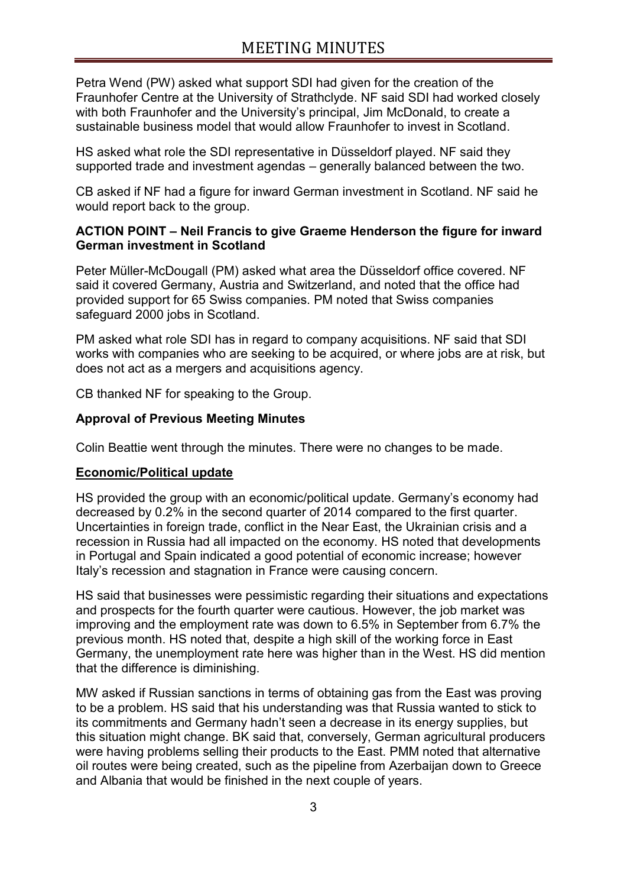Petra Wend (PW) asked what support SDI had given for the creation of the Fraunhofer Centre at the University of Strathclyde. NF said SDI had worked closely with both Fraunhofer and the University's principal, Jim McDonald, to create a sustainable business model that would allow Fraunhofer to invest in Scotland.

HS asked what role the SDI representative in Düsseldorf played. NF said they supported trade and investment agendas – generally balanced between the two.

CB asked if NF had a figure for inward German investment in Scotland. NF said he would report back to the group.

**ACTION POINT – Neil Francis to give Graeme Henderson the figure for inward German investment in Scotland**

Peter Müller-McDougall (PM) asked what area the Düsseldorf office covered. NF said it covered Germany, Austria and Switzerland, and noted that the office had provided support for 65 Swiss companies. PM noted that Swiss companies safeguard 2000 jobs in Scotland.

PM asked what role SDI has in regard to company acquisitions. NF said that SDI works with companies who are seeking to be acquired, or where jobs are at risk, but does not act as a mergers and acquisitions agency.

CB thanked NF for speaking to the Group.

**Approval of Previous Meeting Minutes**

Colin Beattie went through the minutes. There were no changes to be made.

**Economic/Political update**

HS provided the group with an economic/political update. Germany's economy had decreased by 0.2% in the second quarter of 2014 compared to the first quarter. Uncertainties in foreign trade, conflict in the Near East, the Ukrainian crisis and a recession in Russia had all impacted on the economy. HS noted that developments in Portugal and Spain indicated a good potential of economic increase; however Italy's recession and stagnation in France were causing concern.

HS said that businesses were pessimistic regarding their situations and expectations and prospects for the fourth quarter were cautious. However, the job market was improving and the employment rate was down to 6.5% in September from 6.7% the previous month. HS noted that, despite a high skill of the working force in East Germany, the unemployment rate here was higher than in the West. HS did mention that the difference is diminishing.

MW asked if Russian sanctions in terms of obtaining gas from the East was proving to be a problem. HS said that his understanding was that Russia wanted to stick to its commitments and Germany hadn't seen a decrease in its energy supplies, but this situation might change. BK said that, conversely, German agricultural producers were having problems selling their products to the East. PMM noted that alternative oil routes were being created, such as the pipeline from Azerbaijan down to Greece and Albania that would be finished in the next couple of years.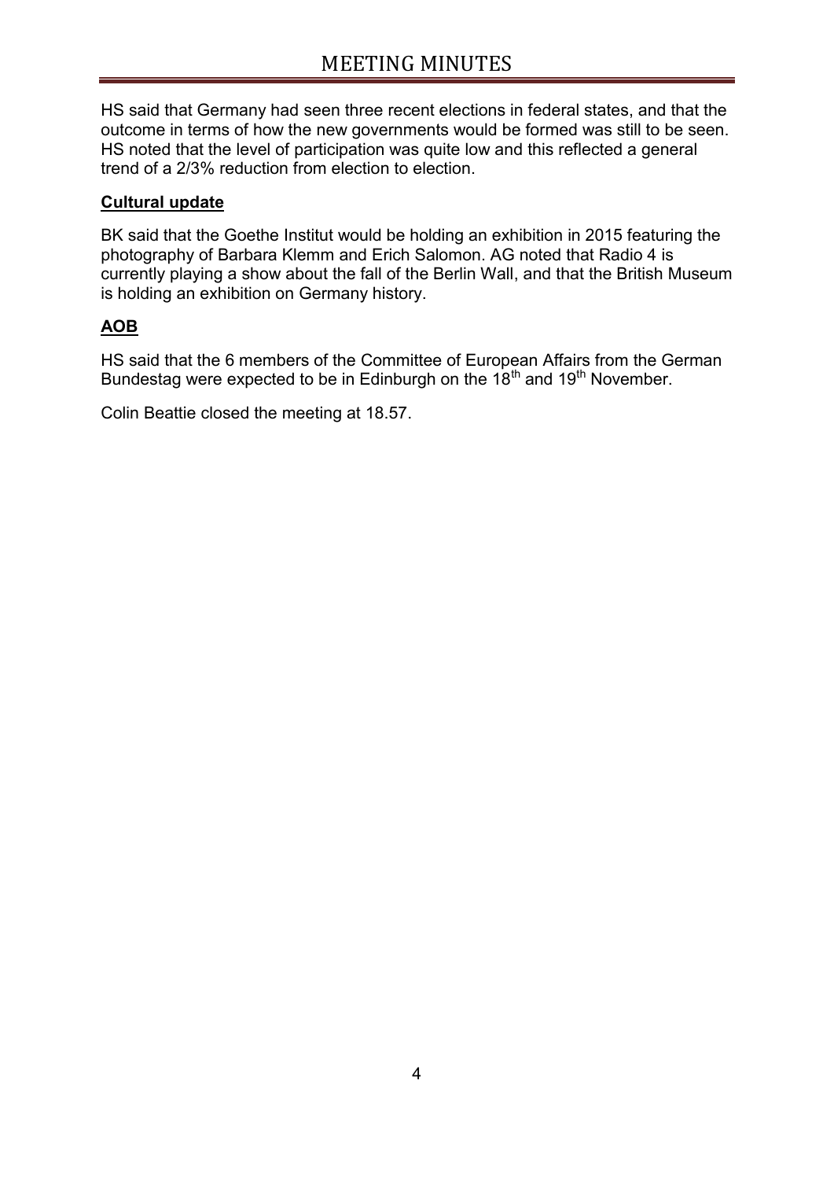HS said that Germany had seen three recent elections in federal states, and that the outcome in terms of how the new governments would be formed was still to be seen. HS noted that the level of participation was quite low and this reflected a general trend of a 2/3% reduction from election to election.

**Cultural update**

BK said that the Goethe Institut would be holding an exhibition in 2015 featuring the photography of Barbara Klemm and Erich Salomon. AG noted that Radio 4 is currently playing a show about the fall of the Berlin Wall, and that the British Museum is holding an exhibition on Germany history.

**AOB**

HS said that the 6 members of the Committee of European Affairs from the German Bundestag were expected to be in Edinburgh on the 18th and 19th November.

Colin Beattie closed the meeting at 18.57.